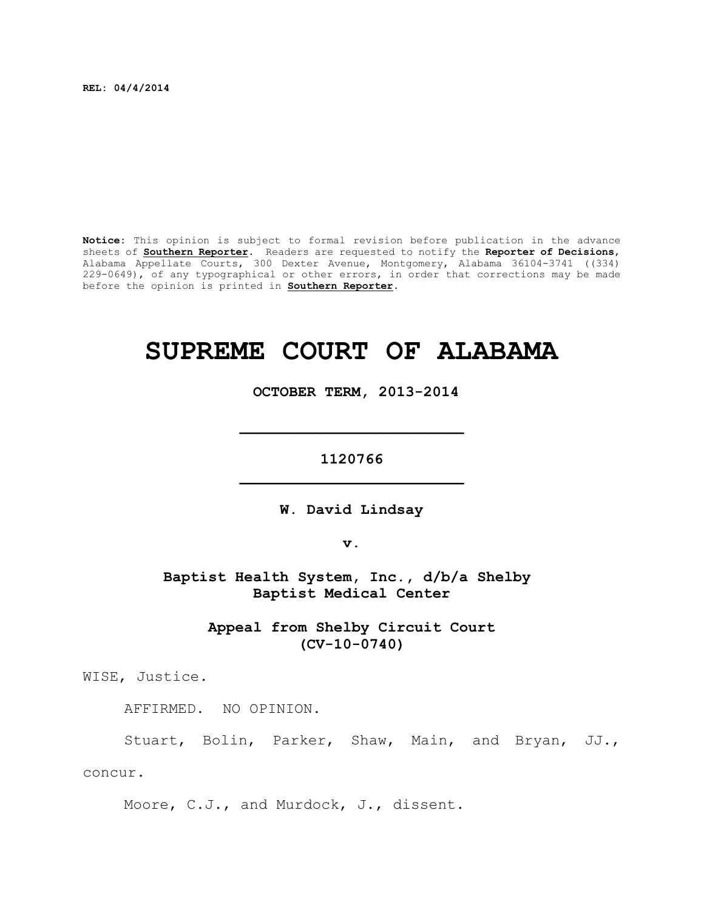**REL: 04/4/2014**

**Notice:** This opinion is subject to formal revision before publication in the advance sheets of **Southern Reporter**. Readers are requested to notify the **Reporter of Decisions**, Alabama Appellate Courts, 300 Dexter Avenue, Montgomery, Alabama 36104-3741 ((334) 229-0649), of any typographical or other errors, in order that corrections may be made before the opinion is printed in **Southern Reporter**.

# SUPREME COURT OF ALABAMA

**OCTOBER TERM, 2013-2014**

---

**1120766**

---

**W. David Lindsay**

**v.**

**Baptist Health System, Inc., d/b/a Shelby Baptist Medical Center**

**Appeal from Shelby Circuit Court (CV-10-0740)**

WISE, Justice.

AFFIRMED. NO OPINION.

Stuart, Bolin, Parker, Shaw, Main, and Bryan, JJ., concur.

Moore, C.J., and Murdock, J., dissent.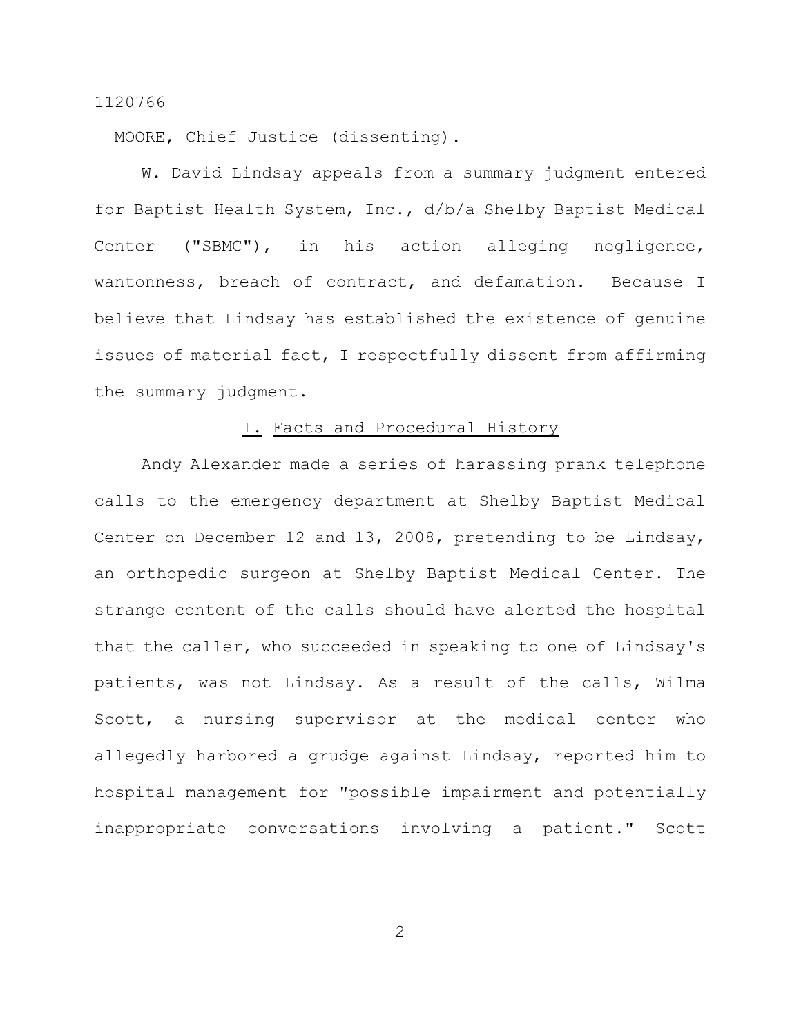MOORE, Chief Justice (dissenting).

W. David Lindsay appeals from a summary judgment entered for Baptist Health System, Inc., d/b/a Shelby Baptist Medical Center ("SBMC"), in his action alleging negligence, wantonness, breach of contract, and defamation. Because I believe that Lindsay has established the existence of genuine issues of material fact, I respectfully dissent from affirming the summary judgment.

## I. Facts and Procedural History

Andy Alexander made a series of harassing prank telephone calls to the emergency department at Shelby Baptist Medical Center on December 12 and 13, 2008, pretending to be Lindsay, an orthopedic surgeon at Shelby Baptist Medical Center. The strange content of the calls should have alerted the hospital that the caller, who succeeded in speaking to one of Lindsay's patients, was not Lindsay. As a result of the calls, Wilma Scott, a nursing supervisor at the medical center who allegedly harbored a grudge against Lindsay, reported him to hospital management for "possible impairment and potentially inappropriate conversations involving a patient." Scott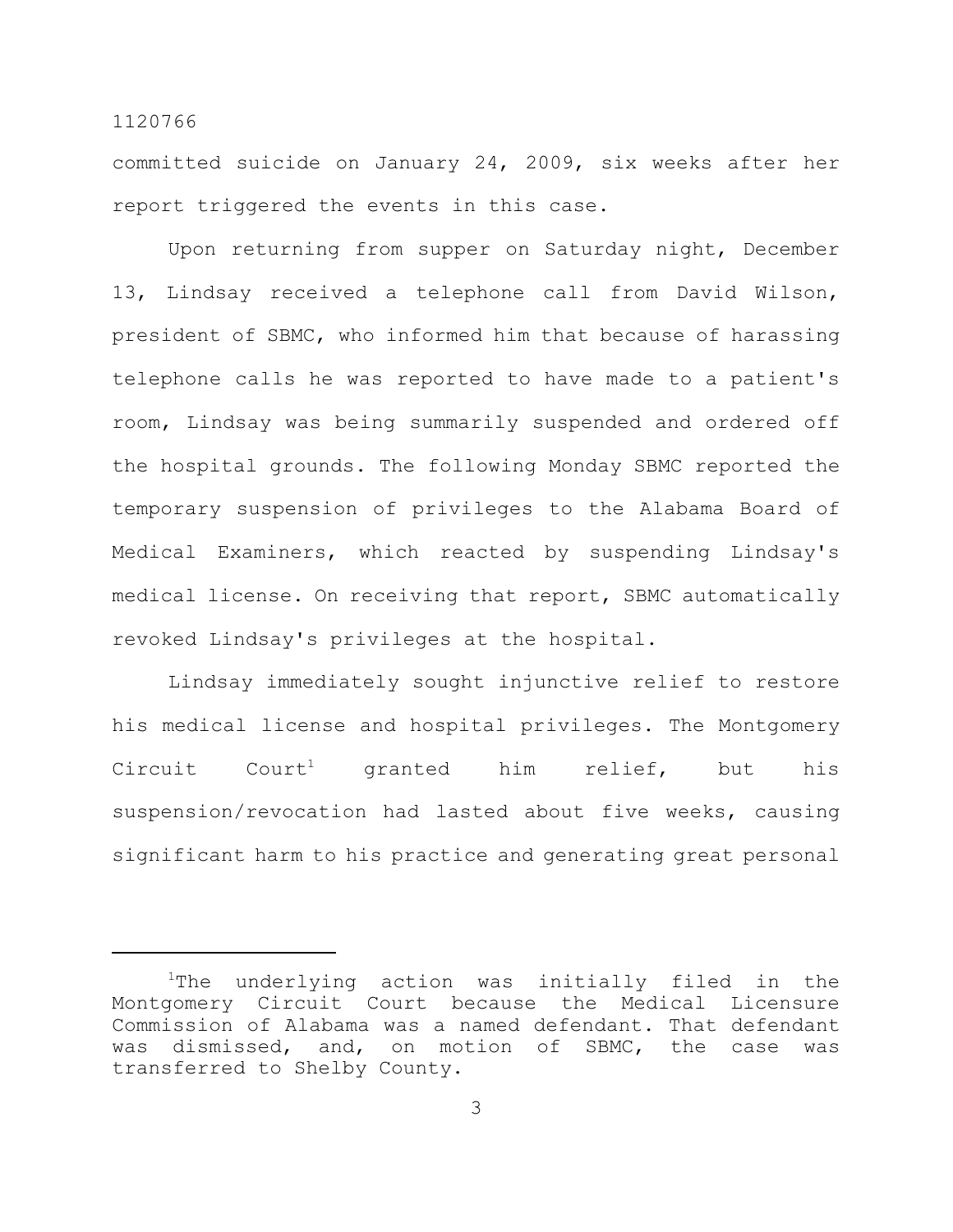committed suicide on January 24, 2009, six weeks after her report triggered the events in this case.

Upon returning from supper on Saturday night, December 13, Lindsay received a telephone call from David Wilson, president of SBMC, who informed him that because of harassing telephone calls he was reported to have made to a patient's room, Lindsay was being summarily suspended and ordered off the hospital grounds. The following Monday SBMC reported the temporary suspension of privileges to the Alabama Board of Medical Examiners, which reacted by suspending Lindsay's medical license. On receiving that report, SBMC automatically revoked Lindsay's privileges at the hospital.

Lindsay immediately sought injunctive relief to restore his medical license and hospital privileges. The Montgomery Circuit Court[1] granted him relief, but his suspension/revocation had lasted about five weeks, causing significant harm to his practice and generating great personal

---

[1]The underlying action was initially filed in the Montgomery Circuit Court because the Medical Licensure Commission of Alabama was a named defendant. That defendant was dismissed, and, on motion of SBMC, the case was transferred to Shelby County.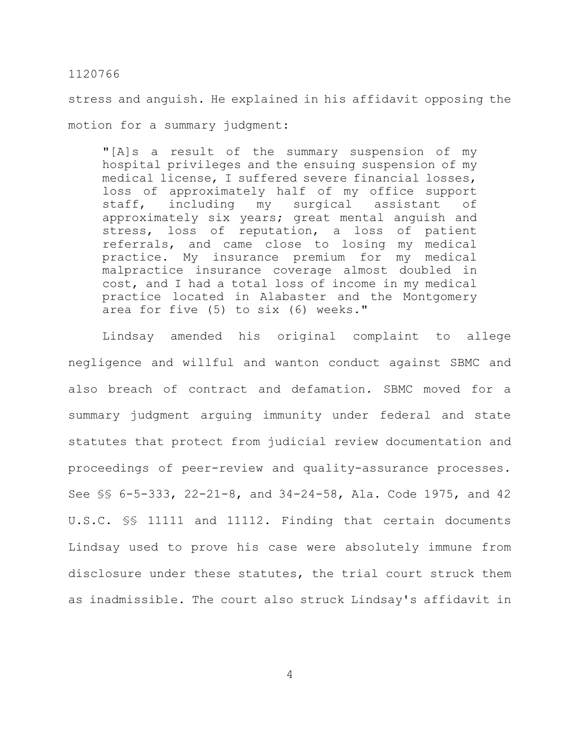stress and anguish. He explained in his affidavit opposing the motion for a summary judgment:

> "[A]s a result of the summary suspension of my hospital privileges and the ensuing suspension of my medical license, I suffered severe financial losses, loss of approximately half of my office support staff, including my surgical assistant of approximately six years; great mental anguish and stress, loss of reputation, a loss of patient referrals, and came close to losing my medical practice. My insurance premium for my medical malpractice insurance coverage almost doubled in cost, and I had a total loss of income in my medical practice located in Alabaster and the Montgomery area for five (5) to six (6) weeks."

Lindsay amended his original complaint to allege negligence and willful and wanton conduct against SBMC and also breach of contract and defamation. SBMC moved for a summary judgment arguing immunity under federal and state statutes that protect from judicial review documentation and proceedings of peer-review and quality-assurance processes. See §§ 6-5-333, 22-21-8, and 34-24-58, Ala. Code 1975, and 42 U.S.C. §§ 11111 and 11112. Finding that certain documents Lindsay used to prove his case were absolutely immune from disclosure under these statutes, the trial court struck them as inadmissible. The court also struck Lindsay's affidavit in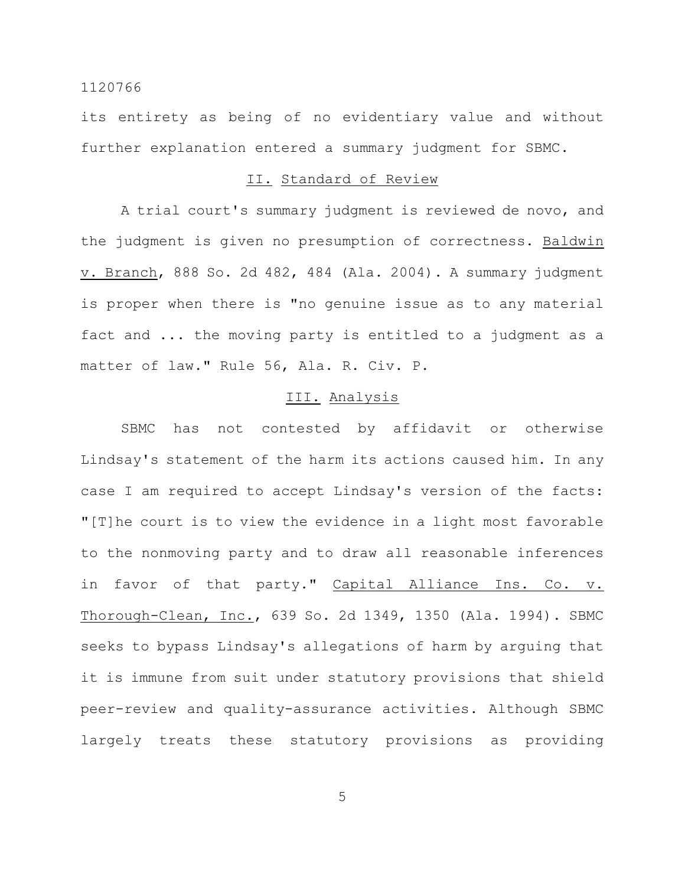its entirety as being of no evidentiary value and without further explanation entered a summary judgment for SBMC.

## II. Standard of Review

A trial court's summary judgment is reviewed de novo, and the judgment is given no presumption of correctness. Baldwin v. Branch, 888 So. 2d 482, 484 (Ala. 2004). A summary judgment is proper when there is "no genuine issue as to any material fact and ... the moving party is entitled to a judgment as a matter of law." Rule 56, Ala. R. Civ. P.

## III. Analysis

SBMC has not contested by affidavit or otherwise Lindsay's statement of the harm its actions caused him. In any case I am required to accept Lindsay's version of the facts: "[T]he court is to view the evidence in a light most favorable to the nonmoving party and to draw all reasonable inferences in favor of that party." Capital Alliance Ins. Co. v. Thorough-Clean, Inc., 639 So. 2d 1349, 1350 (Ala. 1994). SBMC seeks to bypass Lindsay's allegations of harm by arguing that it is immune from suit under statutory provisions that shield peer-review and quality-assurance activities. Although SBMC largely treats these statutory provisions as providing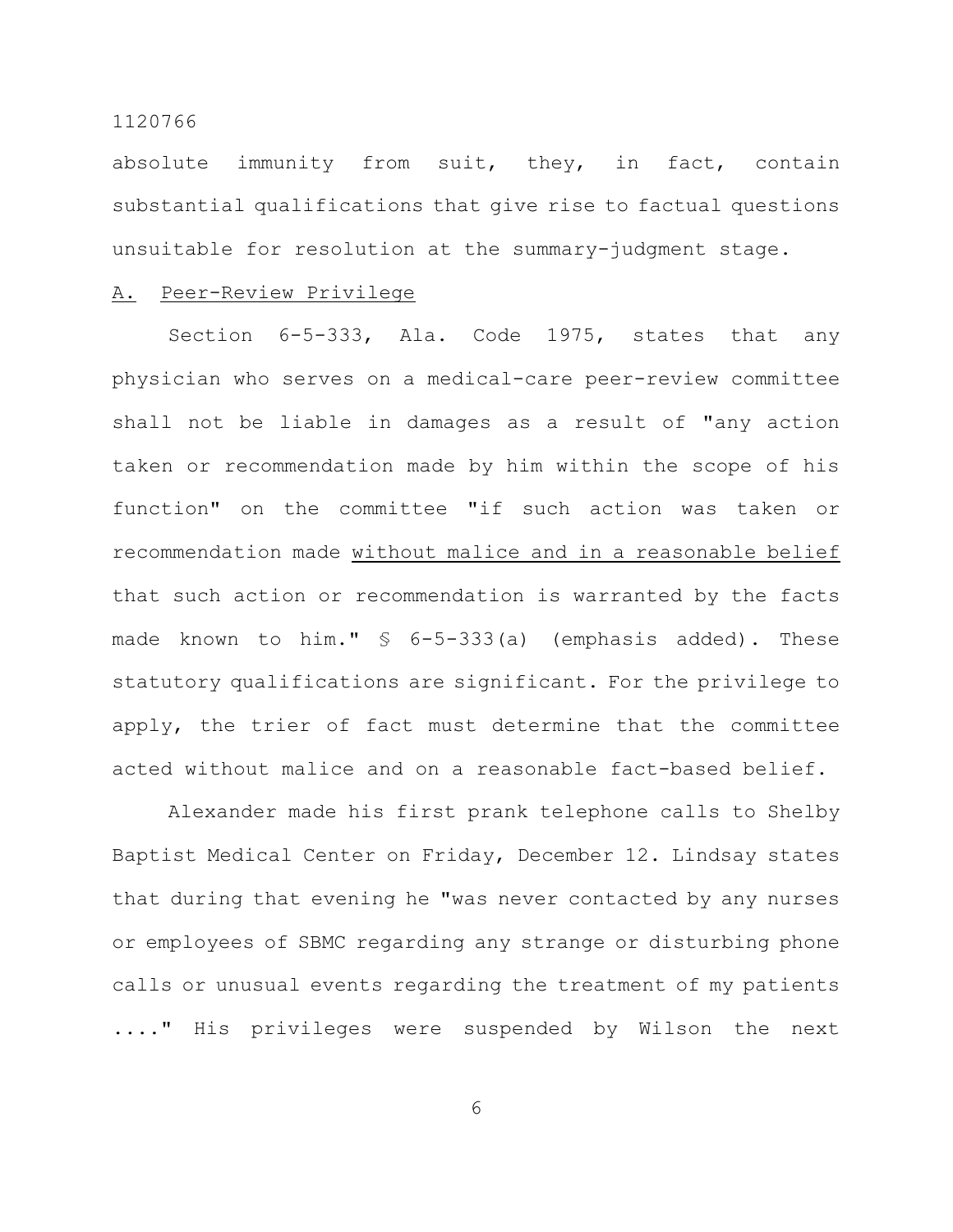absolute immunity from suit, they, in fact, contain substantial qualifications that give rise to factual questions unsuitable for resolution at the summary-judgment stage.

## A. Peer-Review Privilege

Section 6-5-333, Ala. Code 1975, states that any physician who serves on a medical-care peer-review committee shall not be liable in damages as a result of "any action taken or recommendation made by him within the scope of his function" on the committee "if such action was taken or recommendation made <u>without malice and in a reasonable belief</u> that such action or recommendation is warranted by the facts made known to him." § 6-5-333(a) (emphasis added). These statutory qualifications are significant. For the privilege to apply, the trier of fact must determine that the committee acted without malice and on a reasonable fact-based belief.

Alexander made his first prank telephone calls to Shelby Baptist Medical Center on Friday, December 12. Lindsay states that during that evening he "was never contacted by any nurses or employees of SBMC regarding any strange or disturbing phone calls or unusual events regarding the treatment of my patients ...." His privileges were suspended by Wilson the next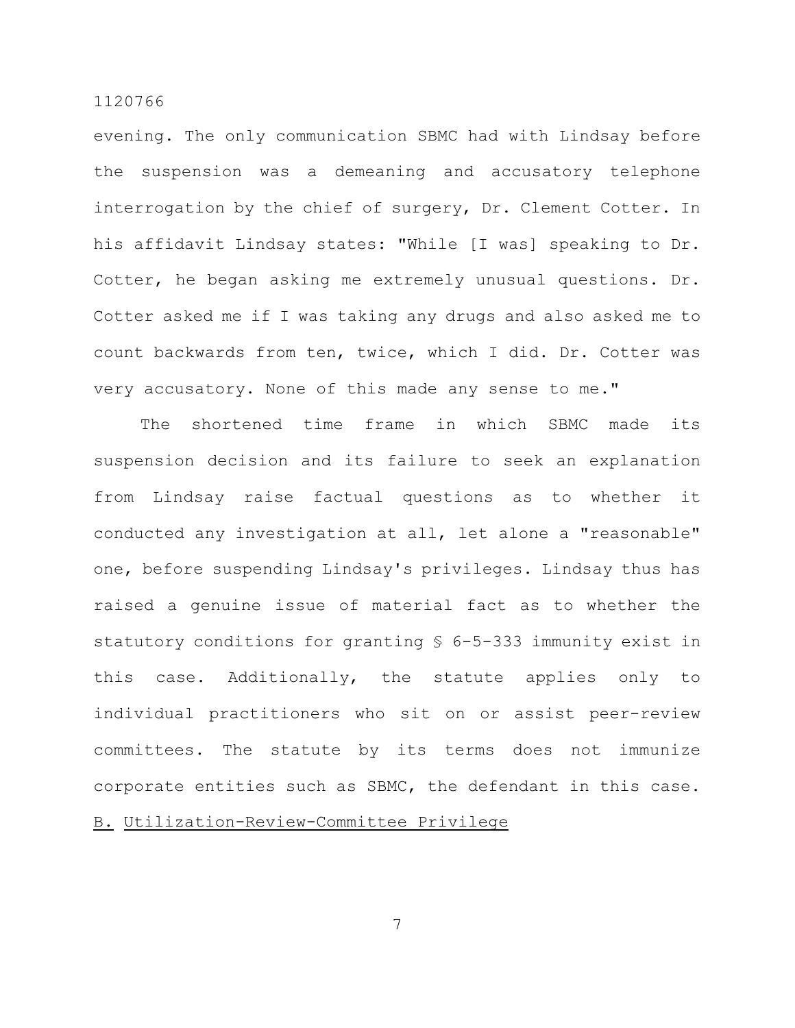evening. The only communication SBMC had with Lindsay before the suspension was a demeaning and accusatory telephone interrogation by the chief of surgery, Dr. Clement Cotter. In his affidavit Lindsay states: "While [I was] speaking to Dr. Cotter, he began asking me extremely unusual questions. Dr. Cotter asked me if I was taking any drugs and also asked me to count backwards from ten, twice, which I did. Dr. Cotter was very accusatory. None of this made any sense to me."

The shortened time frame in which SBMC made its suspension decision and its failure to seek an explanation from Lindsay raise factual questions as to whether it conducted any investigation at all, let alone a "reasonable" one, before suspending Lindsay's privileges. Lindsay thus has raised a genuine issue of material fact as to whether the statutory conditions for granting § 6-5-333 immunity exist in this case. Additionally, the statute applies only to individual practitioners who sit on or assist peer-review committees. The statute by its terms does not immunize corporate entities such as SBMC, the defendant in this case.

<u>B. Utilization-Review-Committee Privilege</u>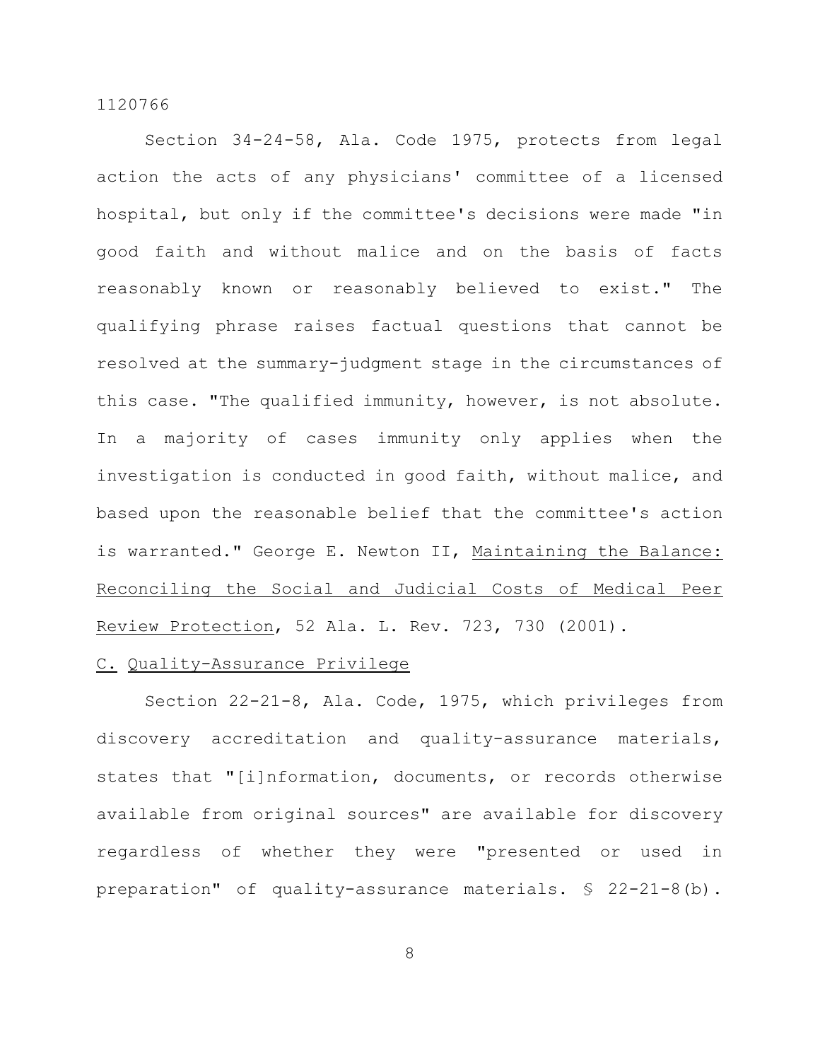Section 34-24-58, Ala. Code 1975, protects from legal action the acts of any physicians' committee of a licensed hospital, but only if the committee's decisions were made "in good faith and without malice and on the basis of facts reasonably known or reasonably believed to exist." The qualifying phrase raises factual questions that cannot be resolved at the summary-judgment stage in the circumstances of this case. "The qualified immunity, however, is not absolute. In a majority of cases immunity only applies when the investigation is conducted in good faith, without malice, and based upon the reasonable belief that the committee's action is warranted." George E. Newton II, Maintaining the Balance: Reconciling the Social and Judicial Costs of Medical Peer Review Protection, 52 Ala. L. Rev. 723, 730 (2001).

C. Quality-Assurance Privilege

Section 22-21-8, Ala. Code, 1975, which privileges from discovery accreditation and quality-assurance materials, states that "[i]nformation, documents, or records otherwise available from original sources" are available for discovery regardless of whether they were "presented or used in preparation" of quality-assurance materials. § 22-21-8(b).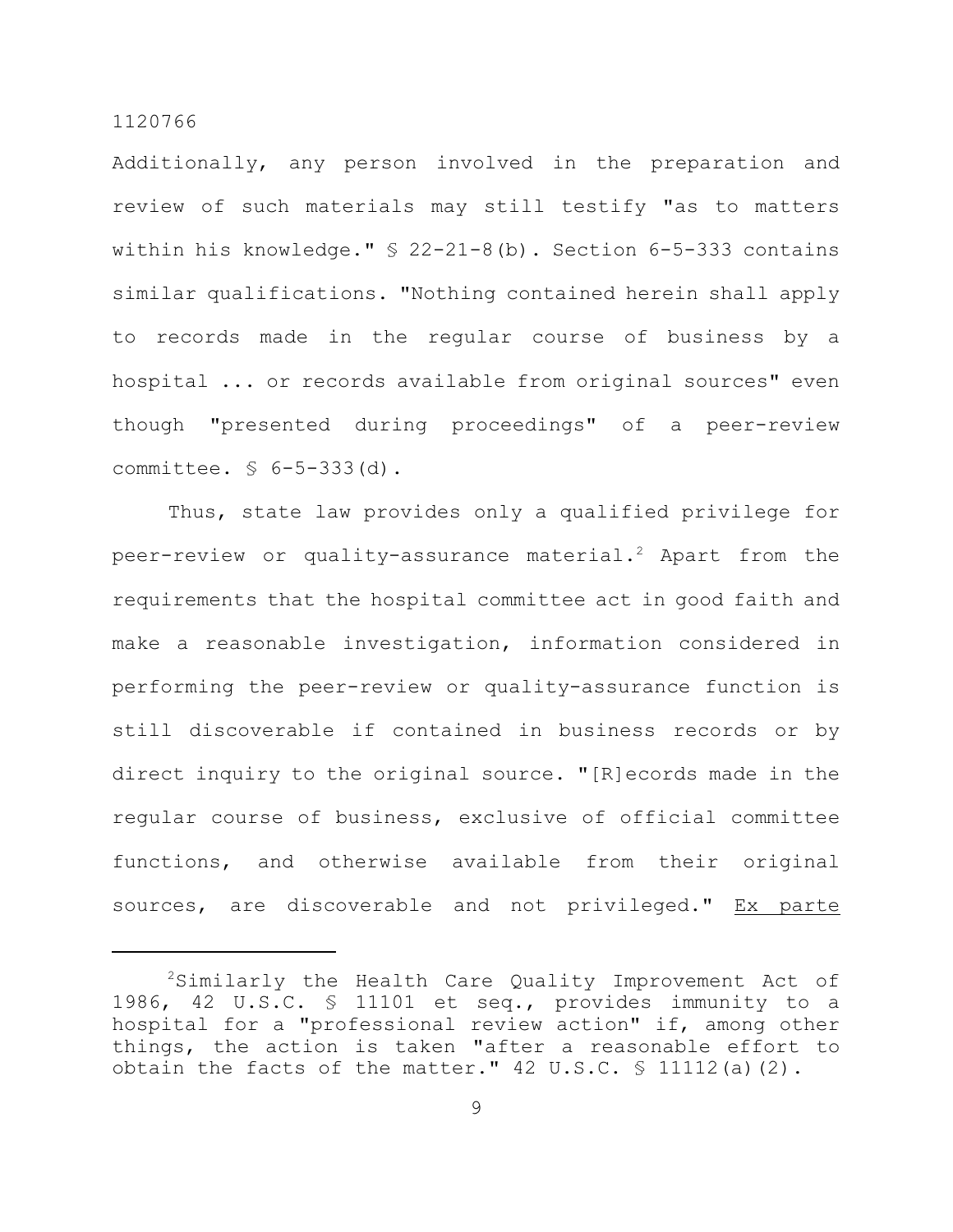Additionally, any person involved in the preparation and review of such materials may still testify "as to matters within his knowledge." § 22-21-8(b). Section 6-5-333 contains similar qualifications. "Nothing contained herein shall apply to records made in the regular course of business by a hospital ... or records available from original sources" even though "presented during proceedings" of a peer-review committee. § 6-5-333(d).

Thus, state law provides only a qualified privilege for peer-review or quality-assurance material.[2] Apart from the requirements that the hospital committee act in good faith and make a reasonable investigation, information considered in performing the peer-review or quality-assurance function is still discoverable if contained in business records or by direct inquiry to the original source. "[R]ecords made in the regular course of business, exclusive of official committee functions, and otherwise available from their original sources, are discoverable and not privileged." Ex parte

---

[2]Similarly the Health Care Quality Improvement Act of 1986, 42 U.S.C. § 11101 et seq., provides immunity to a hospital for a "professional review action" if, among other things, the action is taken "after a reasonable effort to obtain the facts of the matter." 42 U.S.C. § 11112(a)(2).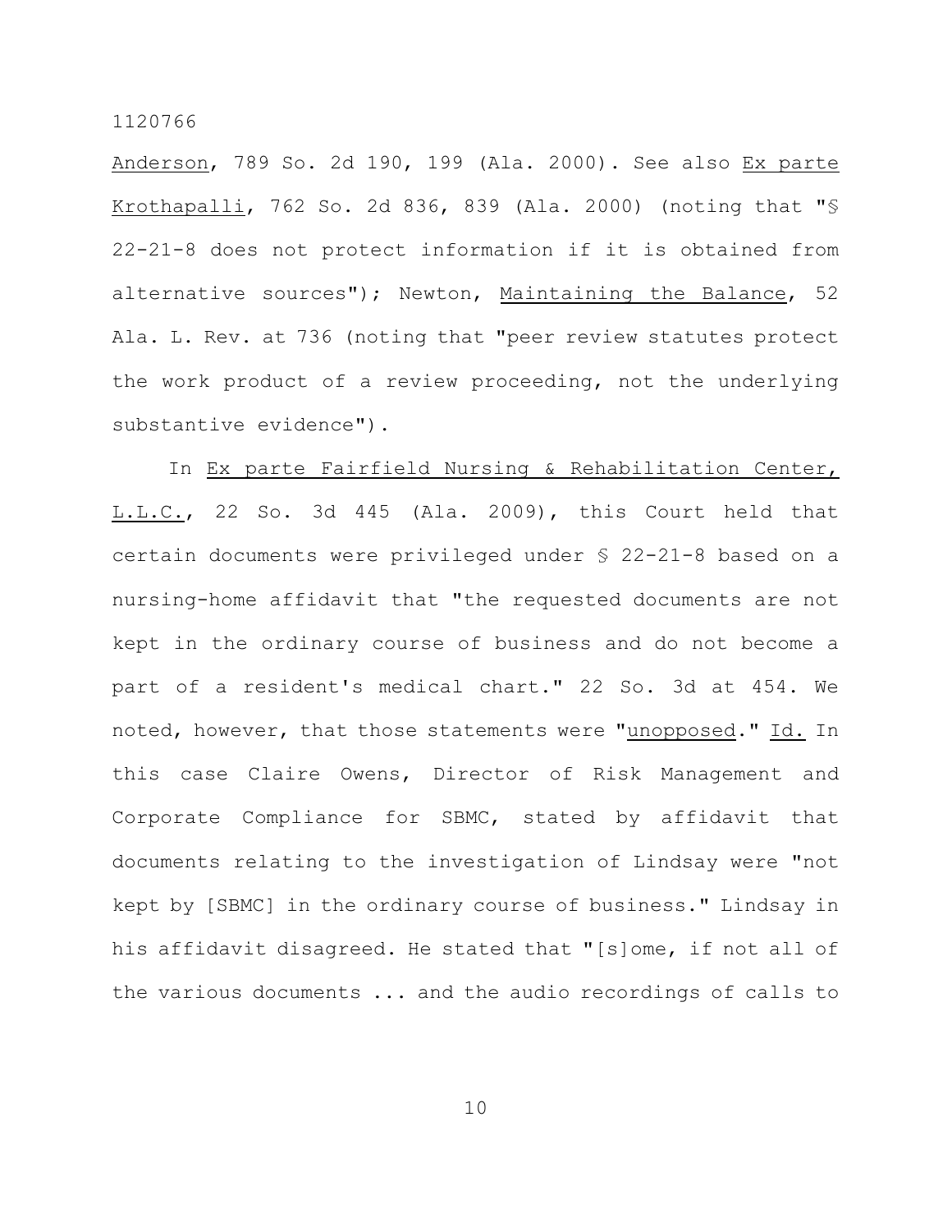Anderson, 789 So. 2d 190, 199 (Ala. 2000). See also Ex parte Krothapalli, 762 So. 2d 836, 839 (Ala. 2000) (noting that "§ 22-21-8 does not protect information if it is obtained from alternative sources"); Newton, Maintaining the Balance, 52 Ala. L. Rev. at 736 (noting that "peer review statutes protect the work product of a review proceeding, not the underlying substantive evidence").

In Ex parte Fairfield Nursing & Rehabilitation Center, L.L.C., 22 So. 3d 445 (Ala. 2009), this Court held that certain documents were privileged under § 22-21-8 based on a nursing-home affidavit that "the requested documents are not kept in the ordinary course of business and do not become a part of a resident's medical chart." 22 So. 3d at 454. We noted, however, that those statements were "unopposed." Id. In this case Claire Owens, Director of Risk Management and Corporate Compliance for SBMC, stated by affidavit that documents relating to the investigation of Lindsay were "not kept by [SBMC] in the ordinary course of business." Lindsay in his affidavit disagreed. He stated that "[s]ome, if not all of the various documents ... and the audio recordings of calls to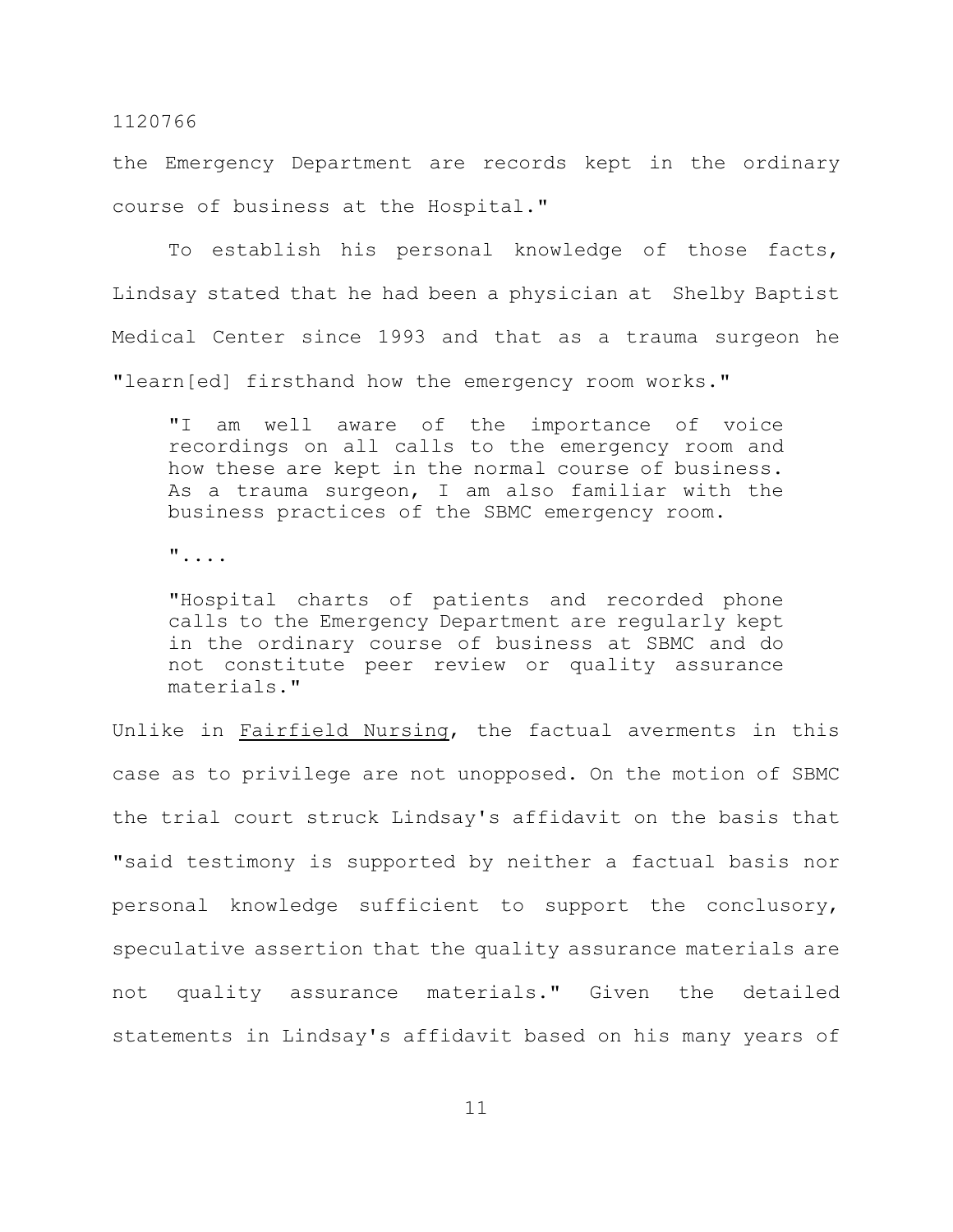the Emergency Department are records kept in the ordinary course of business at the Hospital."

To establish his personal knowledge of those facts, Lindsay stated that he had been a physician at Shelby Baptist Medical Center since 1993 and that as a trauma surgeon he "learn[ed] firsthand how the emergency room works."

> "I am well aware of the importance of voice recordings on all calls to the emergency room and how these are kept in the normal course of business. As a trauma surgeon, I am also familiar with the business practices of the SBMC emergency room.
>
> "....
>
> "Hospital charts of patients and recorded phone calls to the Emergency Department are regularly kept in the ordinary course of business at SBMC and do not constitute peer review or quality assurance materials."

Unlike in <u>Fairfield Nursing</u>, the factual averments in this case as to privilege are not unopposed. On the motion of SBMC the trial court struck Lindsay's affidavit on the basis that "said testimony is supported by neither a factual basis nor personal knowledge sufficient to support the conclusory, speculative assertion that the quality assurance materials are not quality assurance materials." Given the detailed statements in Lindsay's affidavit based on his many years of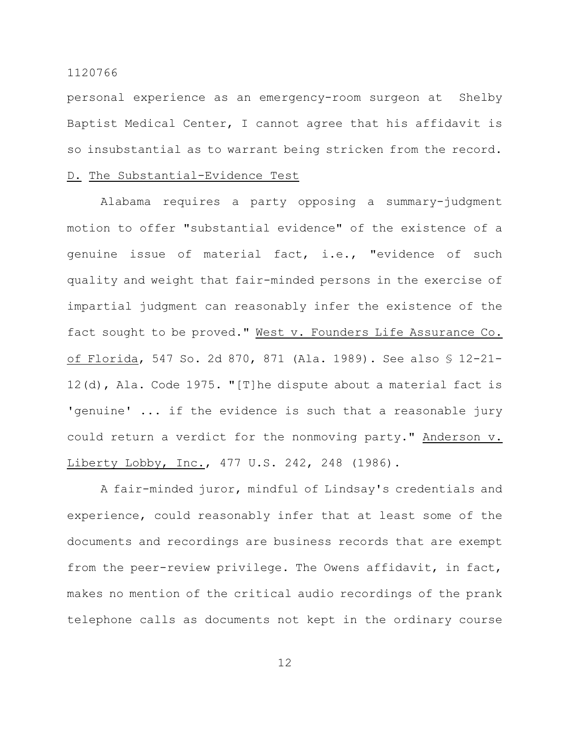personal experience as an emergency-room surgeon at Shelby Baptist Medical Center, I cannot agree that his affidavit is so insubstantial as to warrant being stricken from the record.

D. The Substantial-Evidence Test

Alabama requires a party opposing a summary-judgment motion to offer "substantial evidence" of the existence of a genuine issue of material fact, i.e., "evidence of such quality and weight that fair-minded persons in the exercise of impartial judgment can reasonably infer the existence of the fact sought to be proved." West v. Founders Life Assurance Co. of Florida, 547 So. 2d 870, 871 (Ala. 1989). See also § 12-21-12(d), Ala. Code 1975. "[T]he dispute about a material fact is 'genuine' ... if the evidence is such that a reasonable jury could return a verdict for the nonmoving party." Anderson v. Liberty Lobby, Inc., 477 U.S. 242, 248 (1986).

A fair-minded juror, mindful of Lindsay's credentials and experience, could reasonably infer that at least some of the documents and recordings are business records that are exempt from the peer-review privilege. The Owens affidavit, in fact, makes no mention of the critical audio recordings of the prank telephone calls as documents not kept in the ordinary course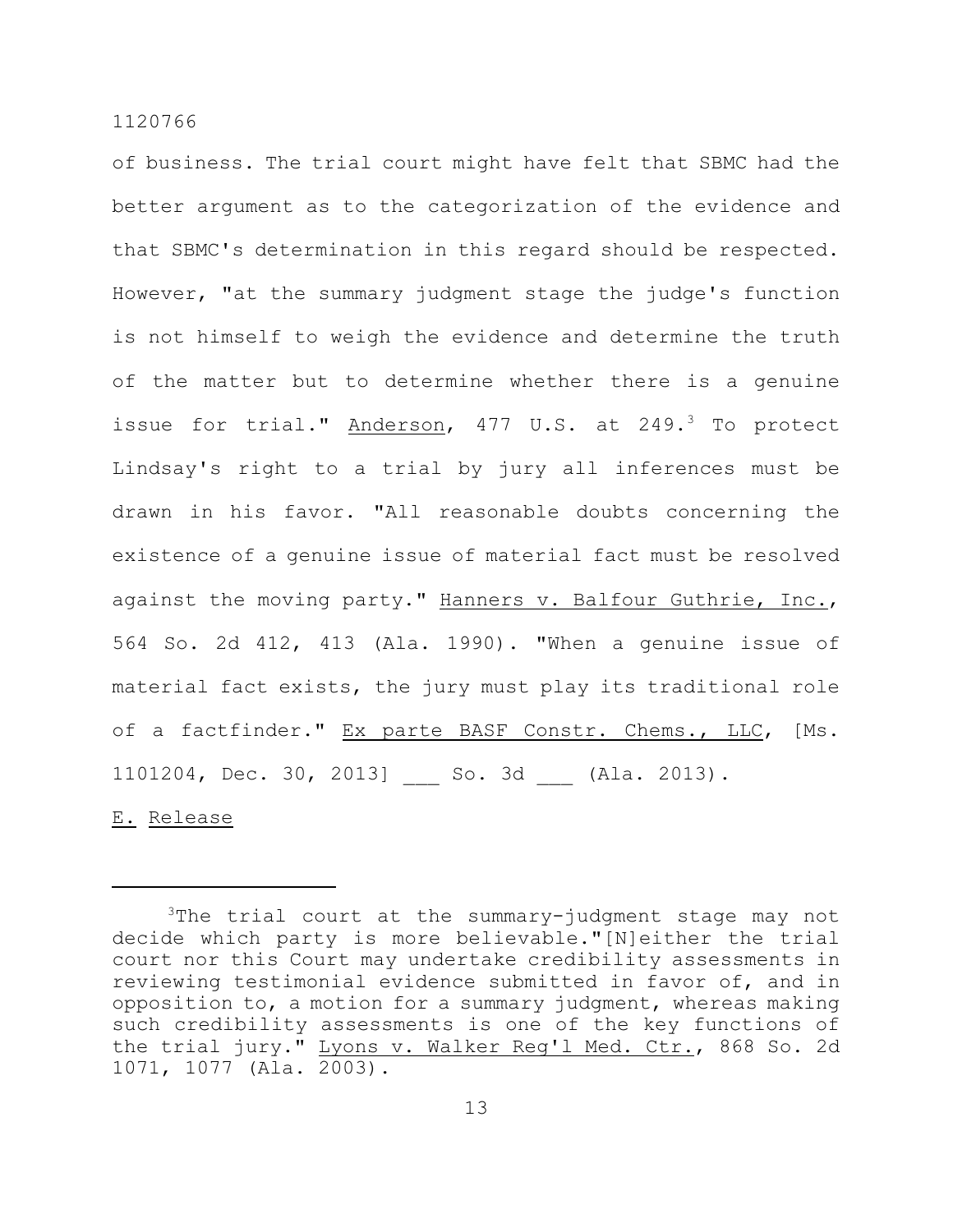of business. The trial court might have felt that SBMC had the better argument as to the categorization of the evidence and that SBMC's determination in this regard should be respected. However, "at the summary judgment stage the judge's function is not himself to weigh the evidence and determine the truth of the matter but to determine whether there is a genuine issue for trial." Anderson, 477 U.S. at 249.[3] To protect Lindsay's right to a trial by jury all inferences must be drawn in his favor. "All reasonable doubts concerning the existence of a genuine issue of material fact must be resolved against the moving party." Hanners v. Balfour Guthrie, Inc., 564 So. 2d 412, 413 (Ala. 1990). "When a genuine issue of material fact exists, the jury must play its traditional role of a factfinder." Ex parte BASF Constr. Chems., LLC, [Ms. 1101204, Dec. 30, 2013] ___ So. 3d ___ (Ala. 2013).

E. Release

---

[3]The trial court at the summary-judgment stage may not decide which party is more believable."[N]either the trial court nor this Court may undertake credibility assessments in reviewing testimonial evidence submitted in favor of, and in opposition to, a motion for a summary judgment, whereas making such credibility assessments is one of the key functions of the trial jury." Lyons v. Walker Reg'l Med. Ctr., 868 So. 2d 1071, 1077 (Ala. 2003).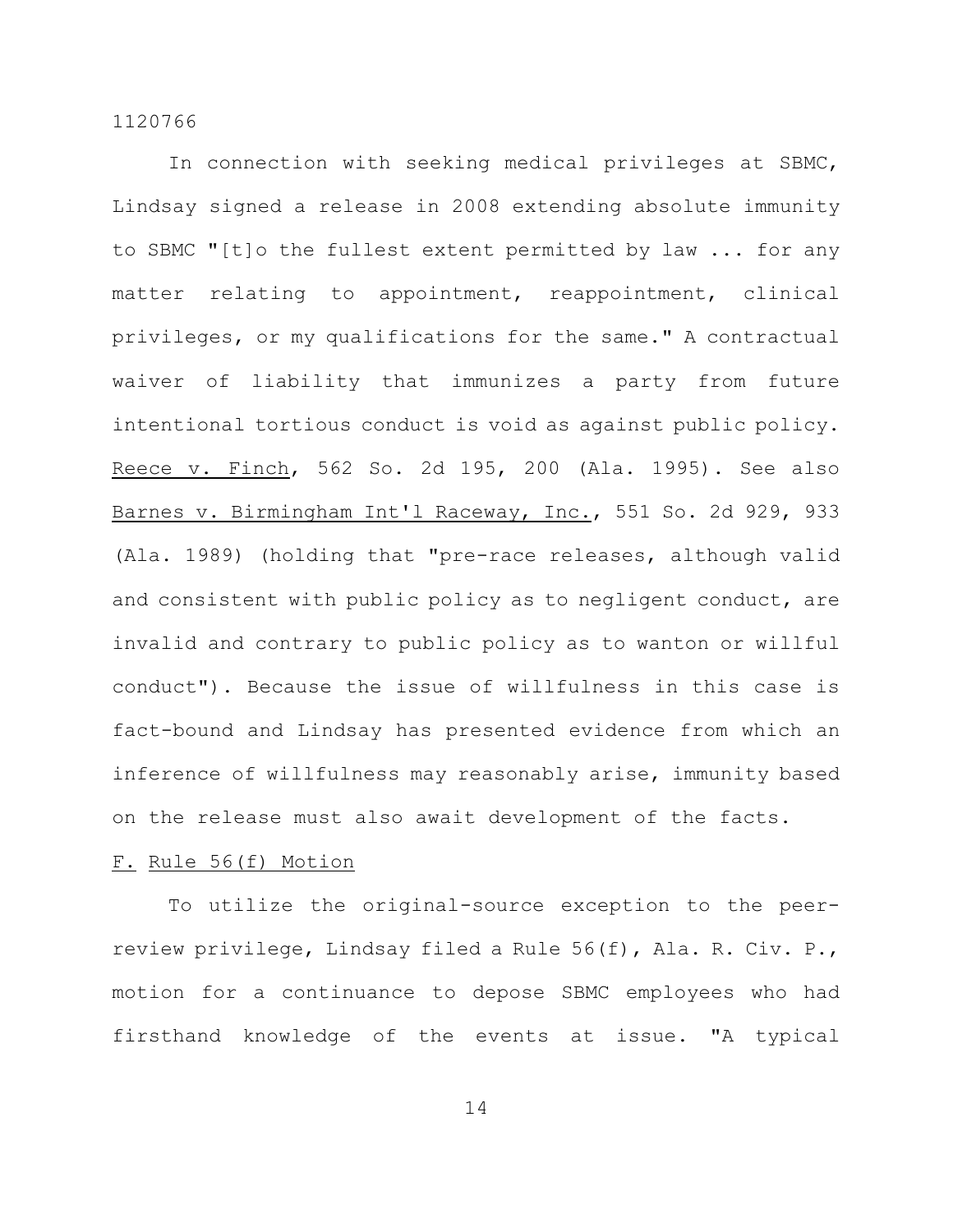In connection with seeking medical privileges at SBMC, Lindsay signed a release in 2008 extending absolute immunity to SBMC "[t]o the fullest extent permitted by law ... for any matter relating to appointment, reappointment, clinical privileges, or my qualifications for the same." A contractual waiver of liability that immunizes a party from future intentional tortious conduct is void as against public policy. Reece v. Finch, 562 So. 2d 195, 200 (Ala. 1995). See also Barnes v. Birmingham Int'l Raceway, Inc., 551 So. 2d 929, 933 (Ala. 1989) (holding that "pre-race releases, although valid and consistent with public policy as to negligent conduct, are invalid and contrary to public policy as to wanton or willful conduct"). Because the issue of willfulness in this case is fact-bound and Lindsay has presented evidence from which an inference of willfulness may reasonably arise, immunity based on the release must also await development of the facts.

F. Rule 56(f) Motion

To utilize the original-source exception to the peer-review privilege, Lindsay filed a Rule 56(f), Ala. R. Civ. P., motion for a continuance to depose SBMC employees who had firsthand knowledge of the events at issue. "A typical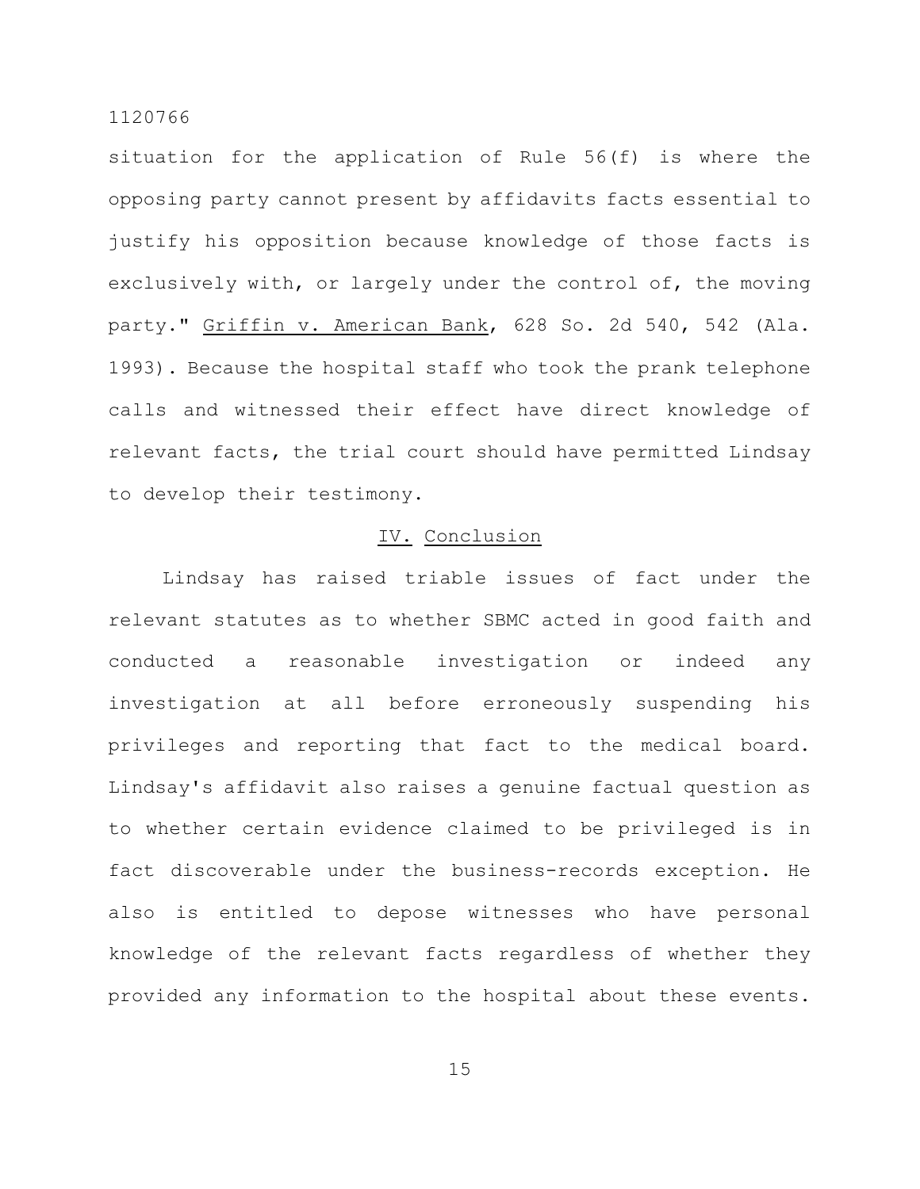situation for the application of Rule 56(f) is where the opposing party cannot present by affidavits facts essential to justify his opposition because knowledge of those facts is exclusively with, or largely under the control of, the moving party." Griffin v. American Bank, 628 So. 2d 540, 542 (Ala. 1993). Because the hospital staff who took the prank telephone calls and witnessed their effect have direct knowledge of relevant facts, the trial court should have permitted Lindsay to develop their testimony.

## IV. Conclusion

Lindsay has raised triable issues of fact under the relevant statutes as to whether SBMC acted in good faith and conducted a reasonable investigation or indeed any investigation at all before erroneously suspending his privileges and reporting that fact to the medical board. Lindsay's affidavit also raises a genuine factual question as to whether certain evidence claimed to be privileged is in fact discoverable under the business-records exception. He also is entitled to depose witnesses who have personal knowledge of the relevant facts regardless of whether they provided any information to the hospital about these events.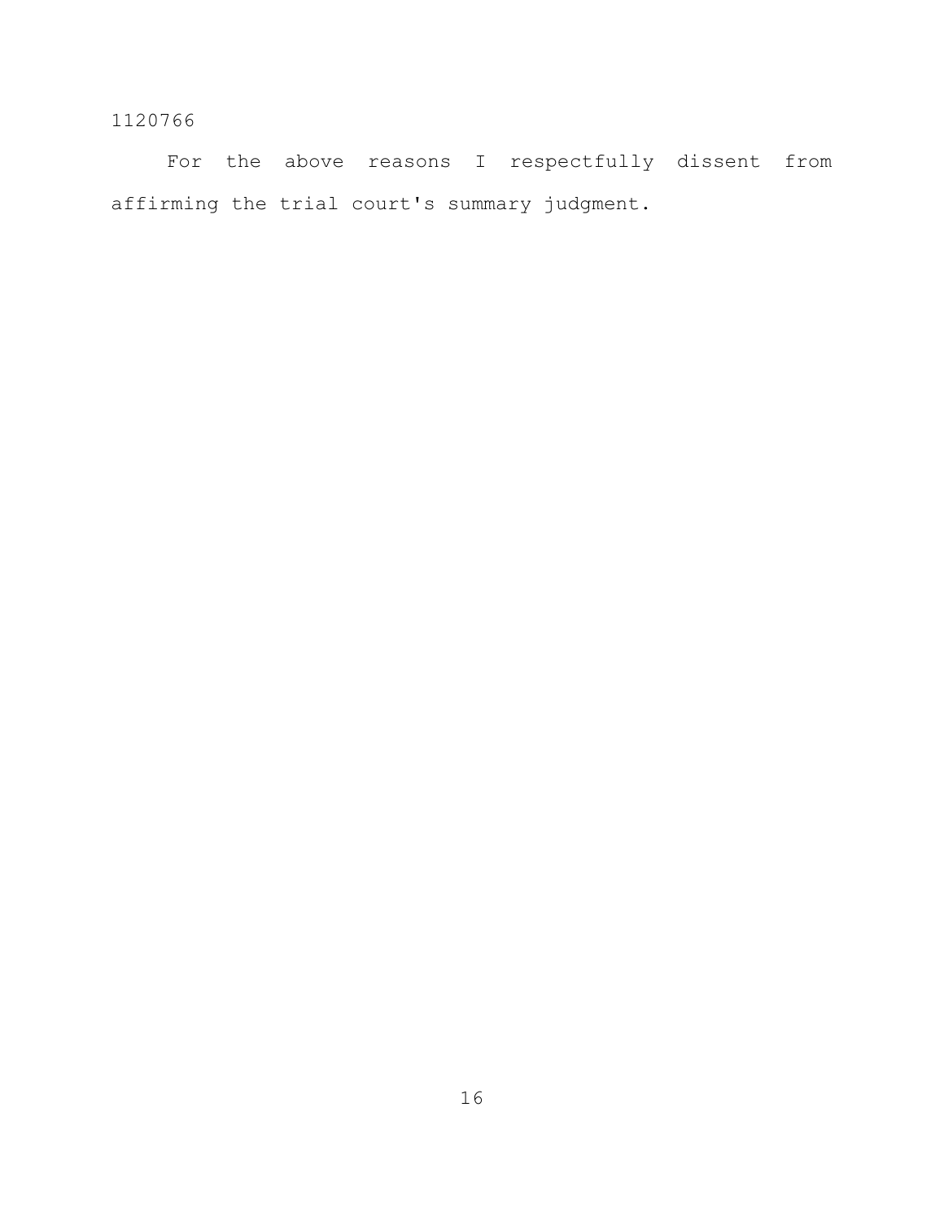For the above reasons I respectfully dissent from affirming the trial court's summary judgment.